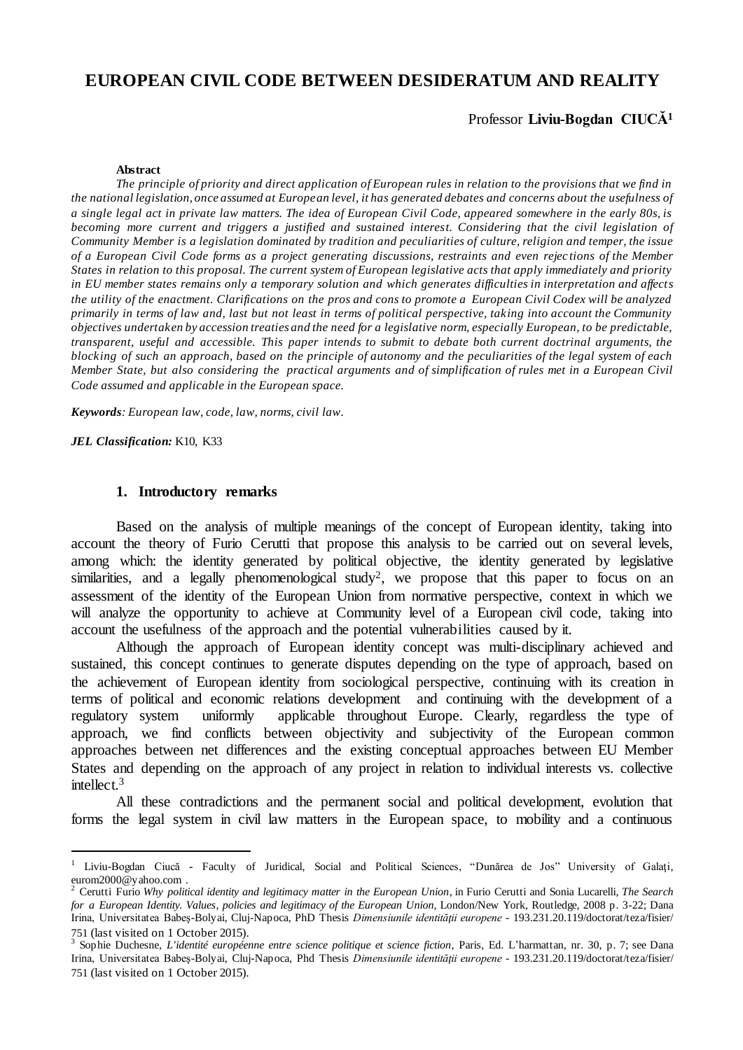# EUROPEAN CIVIL CODE BETWEEN DESIDERATUM AND REALITY

Professor **Liviu-Bogdan CIUCĂ**[1]

**Abstract**

*The principle of priority and direct application of European rules in relation to the provisions that we find in the national legislation, once assumed at European level, it has generated debates and concerns about the usefulness of a single legal act in private law matters. The idea of European Civil Code, appeared somewhere in the early 80s, is becoming more current and triggers a justified and sustained interest. Considering that the civil legislation of Community Member is a legislation dominated by tradition and peculiarities of culture, religion and temper, the issue of a European Civil Code forms as a project generating discussions, restraints and even rejections of the Member States in relation to this proposal. The current system of European legislative acts that apply immediately and priority in EU member states remains only a temporary solution and which generates difficulties in interpretation and affects the utility of the enactment. Clarifications on the pros and cons to promote a European Civil Codex will be analyzed primarily in terms of law and, last but not least in terms of political perspective, taking into account the Community objectives undertaken by accession treaties and the need for a legislative norm, especially European, to be predictable, transparent, useful and accessible. This paper intends to submit to debate both current doctrinal arguments, the blocking of such an approach, based on the principle of autonomy and the peculiarities of the legal system of each Member State, but also considering the practical arguments and of simplification of rules met in a European Civil Code assumed and applicable in the European space.*

***Keywords****: European law, code, law, norms, civil law.*

***JEL Classification:*** K10, K33

## 1. Introductory remarks

Based on the analysis of multiple meanings of the concept of European identity, taking into account the theory of Furio Cerutti that propose this analysis to be carried out on several levels, among which: the identity generated by political objective, the identity generated by legislative similarities, and a legally phenomenological study[2], we propose that this paper to focus on an assessment of the identity of the European Union from normative perspective, context in which we will analyze the opportunity to achieve at Community level of a European civil code, taking into account the usefulness of the approach and the potential vulnerabilities caused by it.

Although the approach of European identity concept was multi-disciplinary achieved and sustained, this concept continues to generate disputes depending on the type of approach, based on the achievement of European identity from sociological perspective, continuing with its creation in terms of political and economic relations development and continuing with the development of a regulatory system uniformly applicable throughout Europe. Clearly, regardless the type of approach, we find conflicts between objectivity and subjectivity of the European common approaches between net differences and the existing conceptual approaches between EU Member States and depending on the approach of any project in relation to individual interests vs. collective intellect.[3]

All these contradictions and the permanent social and political development, evolution that forms the legal system in civil law matters in the European space, to mobility and a continuous

---

[1] Liviu-Bogdan Ciucă - Faculty of Juridical, Social and Political Sciences, "Dunărea de Jos" University of Galați, eurom2000@yahoo.com .

[2] Cerutti Furio *Why political identity and legitimacy matter in the European Union*, in Furio Cerutti and Sonia Lucarelli, *The Search for a European Identity. Values, policies and legitimacy of the European Union,* London/New York, Routledge, 2008 p. 3-22; Dana Irina, Universitatea Babeş-Bolyai, Cluj-Napoca, PhD Thesis *Dimensiunile identității europene* - 193.231.20.119/doctorat/teza/fisier/751 (last visited on 1 October 2015).

[3] Sophie Duchesne, *L'identité européenne entre science politique et science fiction*, Paris, Ed. L'harmattan, nr. 30, p. 7; see Dana Irina, Universitatea Babeş-Bolyai, Cluj-Napoca, Phd Thesis *Dimensiunile identității europene* - 193.231.20.119/doctorat/teza/fisier/751 (last visited on 1 October 2015).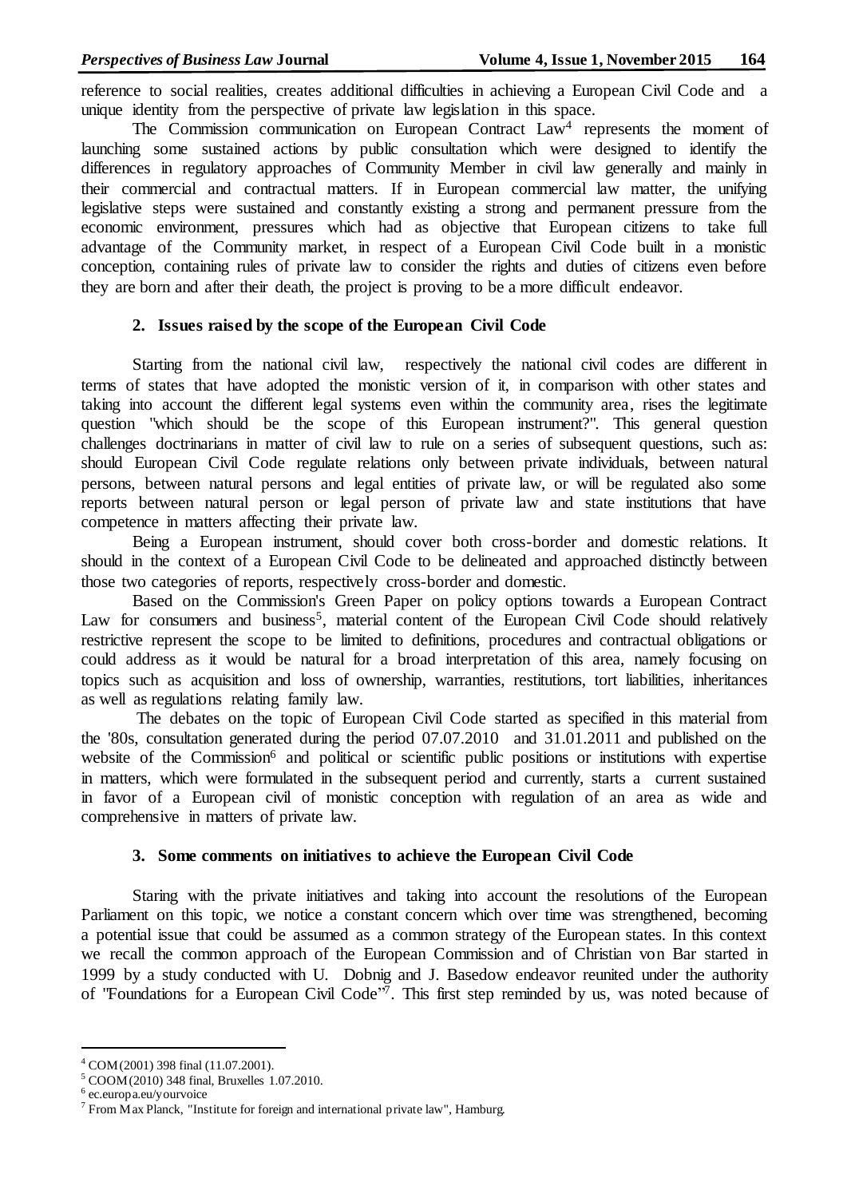reference to social realities, creates additional difficulties in achieving a European Civil Code and a unique identity from the perspective of private law legislation in this space.

The Commission communication on European Contract Law[4] represents the moment of launching some sustained actions by public consultation which were designed to identify the differences in regulatory approaches of Community Member in civil law generally and mainly in their commercial and contractual matters. If in European commercial law matter, the unifying legislative steps were sustained and constantly existing a strong and permanent pressure from the economic environment, pressures which had as objective that European citizens to take full advantage of the Community market, in respect of a European Civil Code built in a monistic conception, containing rules of private law to consider the rights and duties of citizens even before they are born and after their death, the project is proving to be a more difficult endeavor.

## 2. Issues raised by the scope of the European Civil Code

Starting from the national civil law, respectively the national civil codes are different in terms of states that have adopted the monistic version of it, in comparison with other states and taking into account the different legal systems even within the community area, rises the legitimate question "which should be the scope of this European instrument?". This general question challenges doctrinarians in matter of civil law to rule on a series of subsequent questions, such as: should European Civil Code regulate relations only between private individuals, between natural persons, between natural persons and legal entities of private law, or will be regulated also some reports between natural person or legal person of private law and state institutions that have competence in matters affecting their private law.

Being a European instrument, should cover both cross-border and domestic relations. It should in the context of a European Civil Code to be delineated and approached distinctly between those two categories of reports, respectively cross-border and domestic.

Based on the Commission's Green Paper on policy options towards a European Contract Law for consumers and business[5], material content of the European Civil Code should relatively restrictive represent the scope to be limited to definitions, procedures and contractual obligations or could address as it would be natural for a broad interpretation of this area, namely focusing on topics such as acquisition and loss of ownership, warranties, restitutions, tort liabilities, inheritances as well as regulations relating family law.

The debates on the topic of European Civil Code started as specified in this material from the '80s, consultation generated during the period 07.07.2010 and 31.01.2011 and published on the website of the Commission[6] and political or scientific public positions or institutions with expertise in matters, which were formulated in the subsequent period and currently, starts a current sustained in favor of a European civil of monistic conception with regulation of an area as wide and comprehensive in matters of private law.

## 3. Some comments on initiatives to achieve the European Civil Code

Staring with the private initiatives and taking into account the resolutions of the European Parliament on this topic, we notice a constant concern which over time was strengthened, becoming a potential issue that could be assumed as a common strategy of the European states. In this context we recall the common approach of the European Commission and of Christian von Bar started in 1999 by a study conducted with U. Dobnig and J. Basedow endeavor reunited under the authority of "Foundations for a European Civil Code"[7]. This first step reminded by us, was noted because of

---

[4] COM(2001) 398 final (11.07.2001).

[5] COOM(2010) 348 final, Bruxelles 1.07.2010.

[6] ec.europa.eu/yourvoice

[7] From Max Planck, "Institute for foreign and international private law", Hamburg.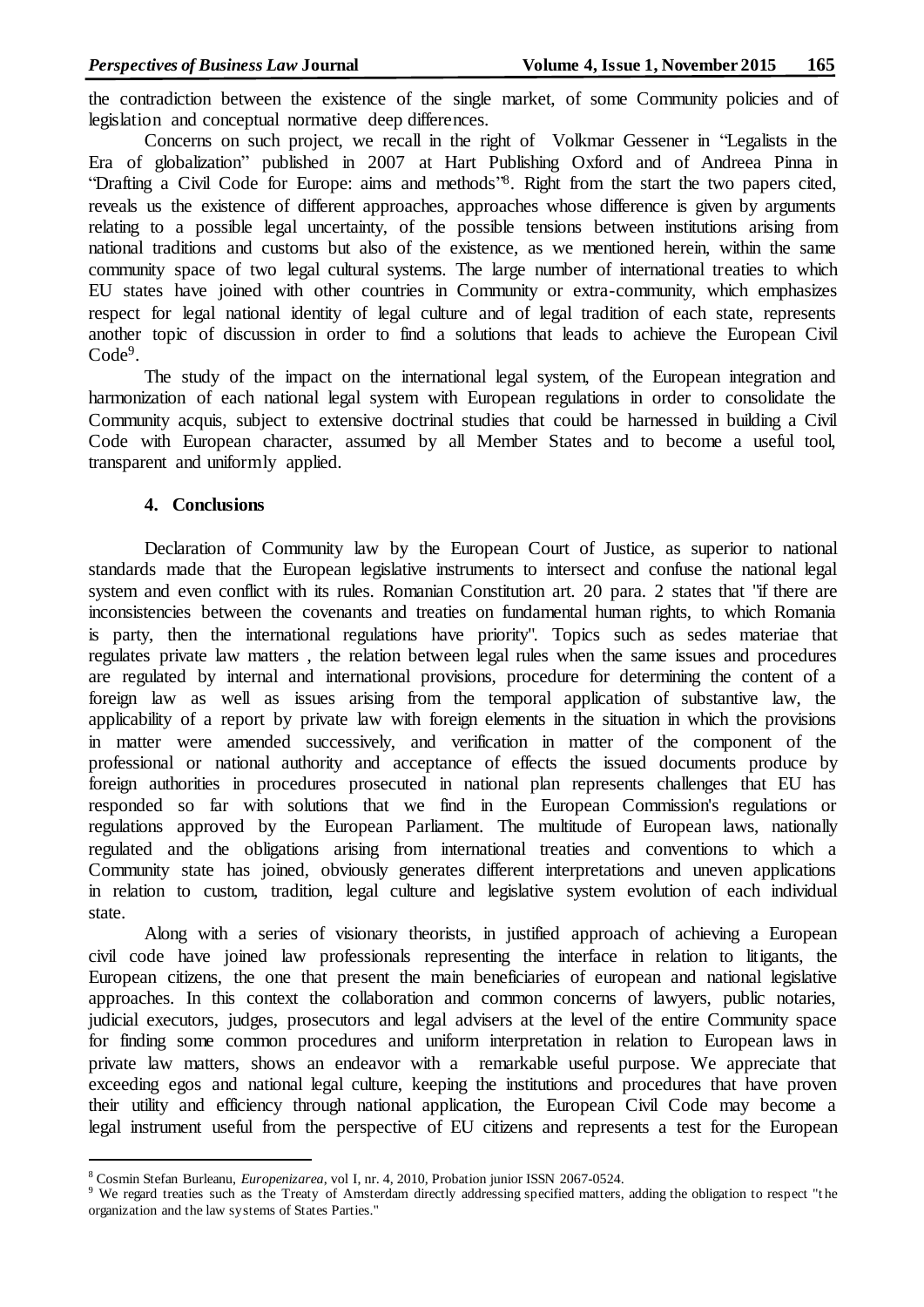the contradiction between the existence of the single market, of some Community policies and of legislation and conceptual normative deep differences.

Concerns on such project, we recall in the right of Volkmar Gessener in "Legalists in the Era of globalization" published in 2007 at Hart Publishing Oxford and of Andreea Pinna in "Drafting a Civil Code for Europe: aims and methods"[8]. Right from the start the two papers cited, reveals us the existence of different approaches, approaches whose difference is given by arguments relating to a possible legal uncertainty, of the possible tensions between institutions arising from national traditions and customs but also of the existence, as we mentioned herein, within the same community space of two legal cultural systems. The large number of international treaties to which EU states have joined with other countries in Community or extra-community, which emphasizes respect for legal national identity of legal culture and of legal tradition of each state, represents another topic of discussion in order to find a solutions that leads to achieve the European Civil Code[9].

The study of the impact on the international legal system, of the European integration and harmonization of each national legal system with European regulations in order to consolidate the Community acquis, subject to extensive doctrinal studies that could be harnessed in building a Civil Code with European character, assumed by all Member States and to become a useful tool, transparent and uniformly applied.

## 4. Conclusions

Declaration of Community law by the European Court of Justice, as superior to national standards made that the European legislative instruments to intersect and confuse the national legal system and even conflict with its rules. Romanian Constitution art. 20 para. 2 states that "if there are inconsistencies between the covenants and treaties on fundamental human rights, to which Romania is party, then the international regulations have priority". Topics such as sedes materiae that regulates private law matters , the relation between legal rules when the same issues and procedures are regulated by internal and international provisions, procedure for determining the content of a foreign law as well as issues arising from the temporal application of substantive law, the applicability of a report by private law with foreign elements in the situation in which the provisions in matter were amended successively, and verification in matter of the component of the professional or national authority and acceptance of effects the issued documents produce by foreign authorities in procedures prosecuted in national plan represents challenges that EU has responded so far with solutions that we find in the European Commission's regulations or regulations approved by the European Parliament. The multitude of European laws, nationally regulated and the obligations arising from international treaties and conventions to which a Community state has joined, obviously generates different interpretations and uneven applications in relation to custom, tradition, legal culture and legislative system evolution of each individual state.

Along with a series of visionary theorists, in justified approach of achieving a European civil code have joined law professionals representing the interface in relation to litigants, the European citizens, the one that present the main beneficiaries of european and national legislative approaches. In this context the collaboration and common concerns of lawyers, public notaries, judicial executors, judges, prosecutors and legal advisers at the level of the entire Community space for finding some common procedures and uniform interpretation in relation to European laws in private law matters, shows an endeavor with a remarkable useful purpose. We appreciate that exceeding egos and national legal culture, keeping the institutions and procedures that have proven their utility and efficiency through national application, the European Civil Code may become a legal instrument useful from the perspective of EU citizens and represents a test for the European

---

[8] Cosmin Stefan Burleanu, *Europenizarea*, vol I, nr. 4, 2010, Probation junior ISSN 2067-0524.

[9] We regard treaties such as the Treaty of Amsterdam directly addressing specified matters, adding the obligation to respect "the organization and the law systems of States Parties."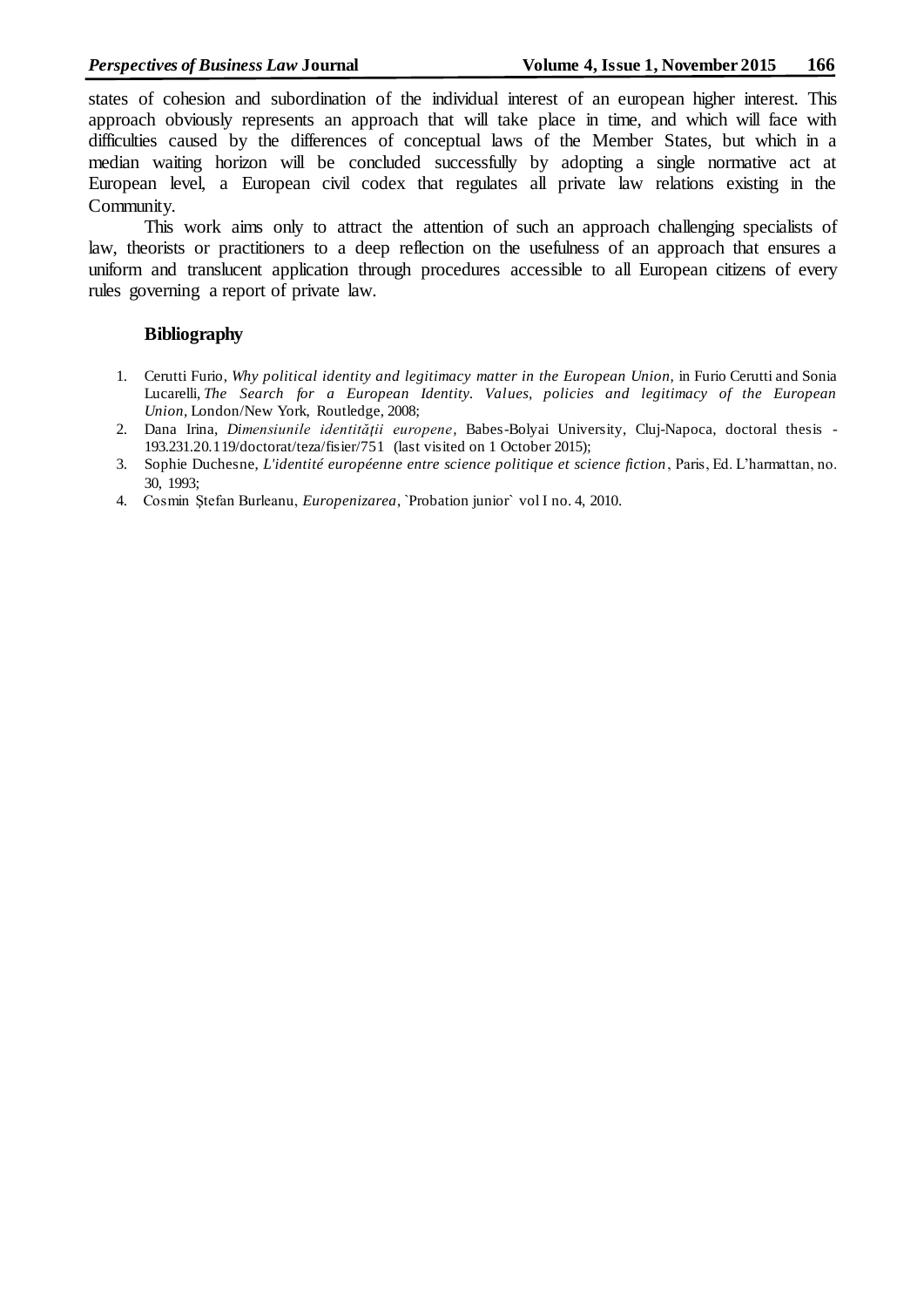states of cohesion and subordination of the individual interest of an european higher interest. This approach obviously represents an approach that will take place in time, and which will face with difficulties caused by the differences of conceptual laws of the Member States, but which in a median waiting horizon will be concluded successfully by adopting a single normative act at European level, a European civil codex that regulates all private law relations existing in the Community.

This work aims only to attract the attention of such an approach challenging specialists of law, theorists or practitioners to a deep reflection on the usefulness of an approach that ensures a uniform and translucent application through procedures accessible to all European citizens of every rules governing a report of private law.

**Bibliography**

1. Cerutti Furio, *Why political identity and legitimacy matter in the European Union*, in Furio Cerutti and Sonia Lucarelli, *The Search for a European Identity. Values, policies and legitimacy of the European Union*, London/New York, Routledge, 2008;
2. Dana Irina, *Dimensiunile identității europene*, Babes-Bolyai University, Cluj-Napoca, doctoral thesis - 193.231.20.119/doctorat/teza/fisier/751 (last visited on 1 October 2015);
3. Sophie Duchesne, *L'identité européenne entre science politique et science fiction*, Paris, Ed. L'harmattan, no. 30, 1993;
4. Cosmin Ștefan Burleanu, *Europenizarea*, `Probation junior` vol I no. 4, 2010.